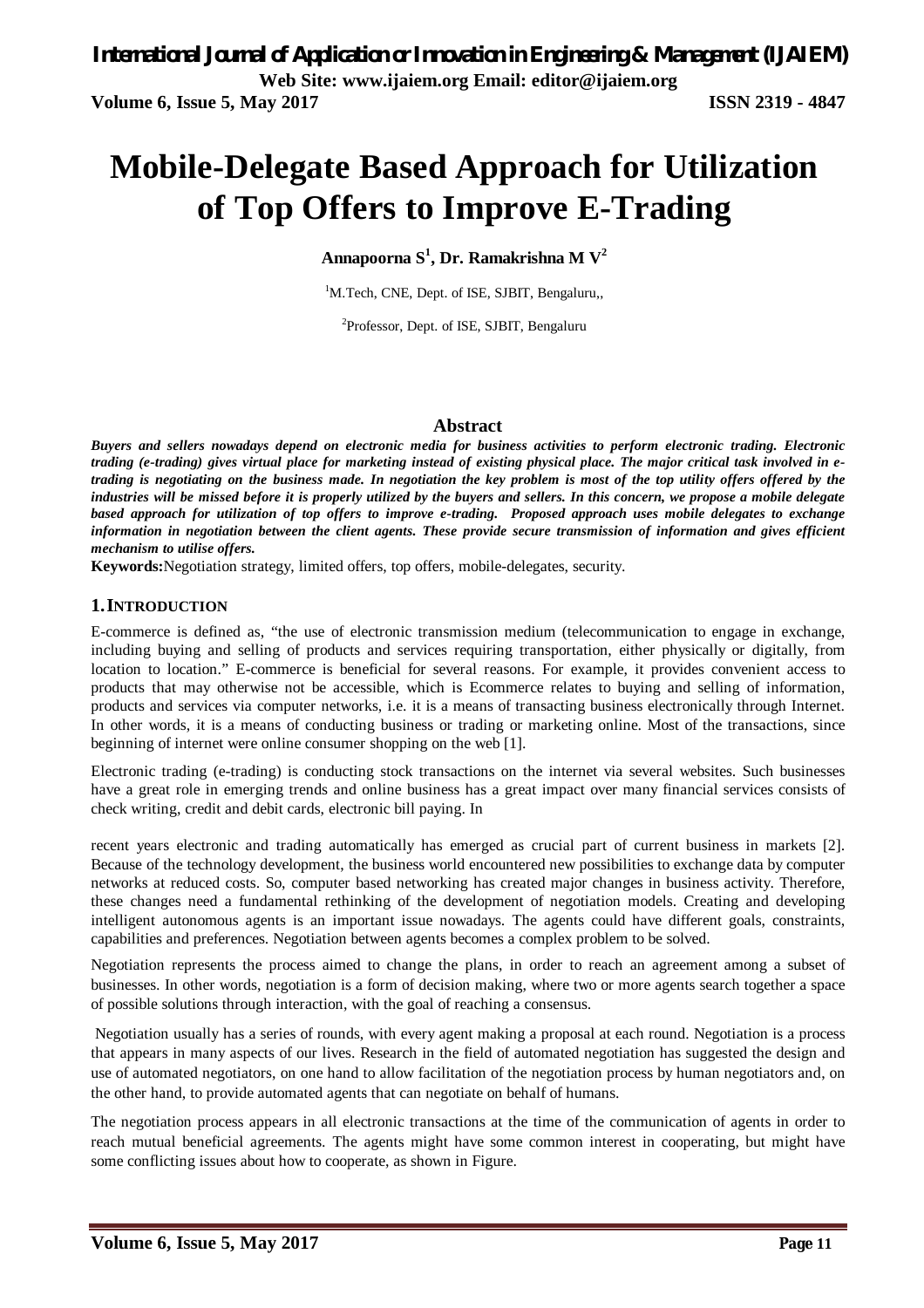# Mobile-Delegate Based Approach for Utilization of Top Offers to Improve E-Trading

**Annapoorna S[1], Dr. Ramakrishna M V[2]**

[1]M.Tech, CNE, Dept. of ISE, SJBIT, Bengaluru,,

[2]Professor, Dept. of ISE, SJBIT, Bengaluru

## Abstract

***Buyers and sellers nowadays depend on electronic media for business activities to perform electronic trading. Electronic trading (e-trading) gives virtual place for marketing instead of existing physical place. The major critical task involved in e-trading is negotiating on the business made. In negotiation the key problem is most of the top utility offers offered by the industries will be missed before it is properly utilized by the buyers and sellers. In this concern, we propose a mobile delegate based approach for utilization of top offers to improve e-trading. Proposed approach uses mobile delegates to exchange information in negotiation between the client agents. These provide secure transmission of information and gives efficient mechanism to utilise offers.***

**Keywords:** Negotiation strategy, limited offers, top offers, mobile-delegates, security.

## 1. INTRODUCTION

E-commerce is defined as, "the use of electronic transmission medium (telecommunication to engage in exchange, including buying and selling of products and services requiring transportation, either physically or digitally, from location to location." E-commerce is beneficial for several reasons. For example, it provides convenient access to products that may otherwise not be accessible, which is Ecommerce relates to buying and selling of information, products and services via computer networks, i.e. it is a means of transacting business electronically through Internet. In other words, it is a means of conducting business or trading or marketing online. Most of the transactions, since beginning of internet were online consumer shopping on the web [1].

Electronic trading (e-trading) is conducting stock transactions on the internet via several websites. Such businesses have a great role in emerging trends and online business has a great impact over many financial services consists of check writing, credit and debit cards, electronic bill paying. In recent years electronic and trading automatically has emerged as crucial part of current business in markets [2]. Because of the technology development, the business world encountered new possibilities to exchange data by computer networks at reduced costs. So, computer based networking has created major changes in business activity. Therefore, these changes need a fundamental rethinking of the development of negotiation models. Creating and developing intelligent autonomous agents is an important issue nowadays. The agents could have different goals, constraints, capabilities and preferences. Negotiation between agents becomes a complex problem to be solved.

Negotiation represents the process aimed to change the plans, in order to reach an agreement among a subset of businesses. In other words, negotiation is a form of decision making, where two or more agents search together a space of possible solutions through interaction, with the goal of reaching a consensus.

Negotiation usually has a series of rounds, with every agent making a proposal at each round. Negotiation is a process that appears in many aspects of our lives. Research in the field of automated negotiation has suggested the design and use of automated negotiators, on one hand to allow facilitation of the negotiation process by human negotiators and, on the other hand, to provide automated agents that can negotiate on behalf of humans.

The negotiation process appears in all electronic transactions at the time of the communication of agents in order to reach mutual beneficial agreements. The agents might have some common interest in cooperating, but might have some conflicting issues about how to cooperate, as shown in Figure.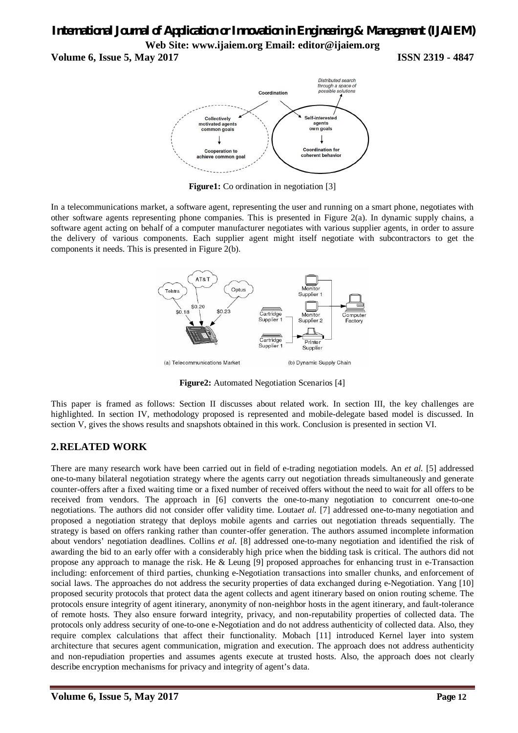**Figure1:** Co ordination in negotiation [3]

In a telecommunications market, a software agent, representing the user and running on a smart phone, negotiates with other software agents representing phone companies. This is presented in Figure 2(a). In dynamic supply chains, a software agent acting on behalf of a computer manufacturer negotiates with various supplier agents, in order to assure the delivery of various components. Each supplier agent might itself negotiate with subcontractors to get the components it needs. This is presented in Figure 2(b).

**Figure2:** Automated Negotiation Scenarios [4]

This paper is framed as follows: Section II discusses about related work. In section III, the key challenges are highlighted. In section IV, methodology proposed is represented and mobile-delegate based model is discussed. In section V, gives the shows results and snapshots obtained in this work. Conclusion is presented in section VI.

## 2. RELATED WORK

There are many research work have been carried out in field of e-trading negotiation models. An *et al.* [5] addressed one-to-many bilateral negotiation strategy where the agents carry out negotiation threads simultaneously and generate counter-offers after a fixed waiting time or a fixed number of received offers without the need to wait for all offers to be received from vendors. The approach in [6] converts the one-to-many negotiation to concurrent one-to-one negotiations. The authors did not consider offer validity time. Louta*et al.* [7] addressed one-to-many negotiation and proposed a negotiation strategy that deploys mobile agents and carries out negotiation threads sequentially. The strategy is based on offers ranking rather than counter-offer generation. The authors assumed incomplete information about vendors' negotiation deadlines. Collins *et al.* [8] addressed one-to-many negotiation and identified the risk of awarding the bid to an early offer with a considerably high price when the bidding task is critical. The authors did not propose any approach to manage the risk. He & Leung [9] proposed approaches for enhancing trust in e-Transaction including: enforcement of third parties, chunking e-Negotiation transactions into smaller chunks, and enforcement of social laws. The approaches do not address the security properties of data exchanged during e-Negotiation. Yang [10] proposed security protocols that protect data the agent collects and agent itinerary based on onion routing scheme. The protocols ensure integrity of agent itinerary, anonymity of non-neighbor hosts in the agent itinerary, and fault-tolerance of remote hosts. They also ensure forward integrity, privacy, and non-reputability properties of collected data. The protocols only address security of one-to-one e-Negotiation and do not address authenticity of collected data. Also, they require complex calculations that affect their functionality. Mobach [11] introduced Kernel layer into system architecture that secures agent communication, migration and execution. The approach does not address authenticity and non-repudiation properties and assumes agents execute at trusted hosts. Also, the approach does not clearly describe encryption mechanisms for privacy and integrity of agent's data.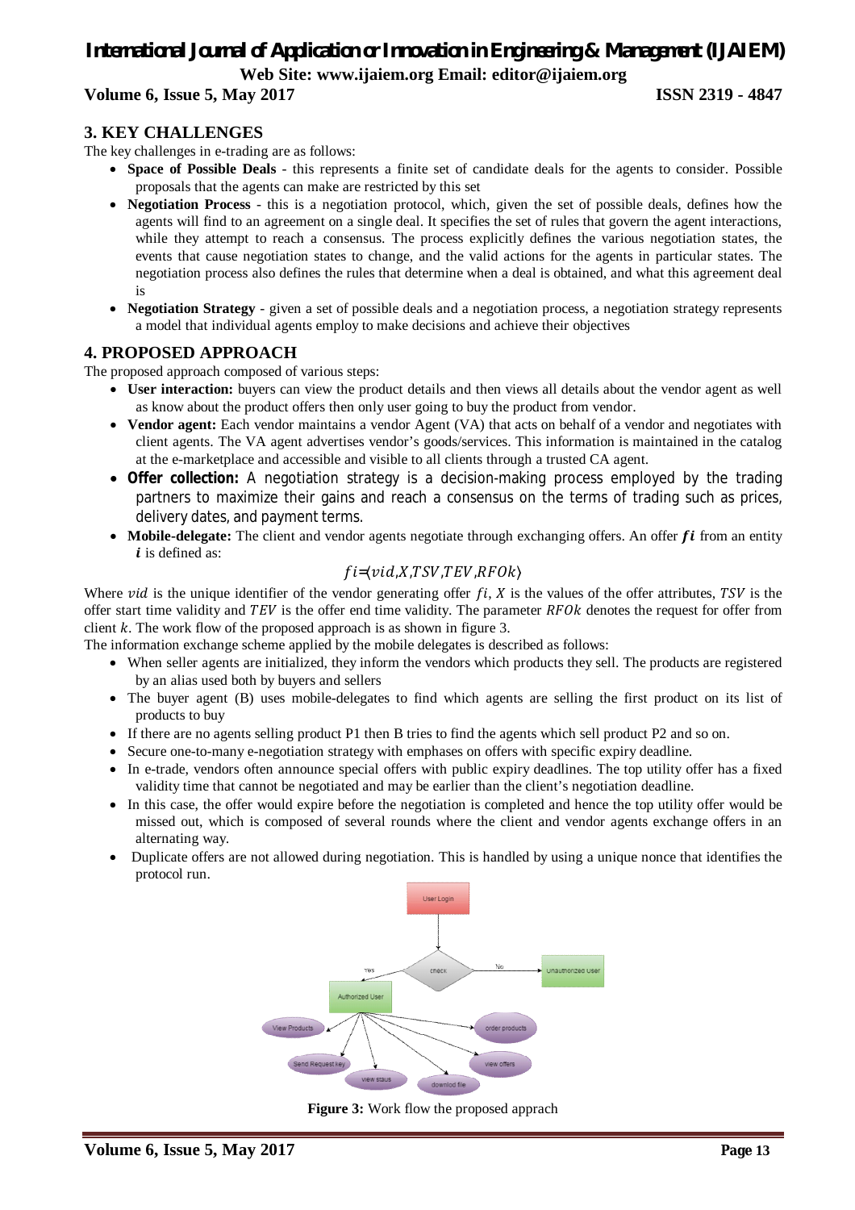## 3. KEY CHALLENGES

The key challenges in e-trading are as follows:

- **Space of Possible Deals** - this represents a finite set of candidate deals for the agents to consider. Possible proposals that the agents can make are restricted by this set
- **Negotiation Process** - this is a negotiation protocol, which, given the set of possible deals, defines how the agents will find to an agreement on a single deal. It specifies the set of rules that govern the agent interactions, while they attempt to reach a consensus. The process explicitly defines the various negotiation states, the events that cause negotiation states to change, and the valid actions for the agents in particular states. The negotiation process also defines the rules that determine when a deal is obtained, and what this agreement deal is
- **Negotiation Strategy** - given a set of possible deals and a negotiation process, a negotiation strategy represents a model that individual agents employ to make decisions and achieve their objectives

## 4. PROPOSED APPROACH

The proposed approach composed of various steps:

- **User interaction:** buyers can view the product details and then views all details about the vendor agent as well as know about the product offers then only user going to buy the product from vendor.
- **Vendor agent:** Each vendor maintains a vendor Agent (VA) that acts on behalf of a vendor and negotiates with client agents. The VA agent advertises vendor's goods/services. This information is maintained in the catalog at the e-marketplace and accessible and visible to all clients through a trusted CA agent.
- **Offer collection:** A negotiation strategy is a decision-making process employed by the trading partners to maximize their gains and reach a consensus on the terms of trading such as prices, delivery dates, and payment terms.
- **Mobile-delegate:** The client and vendor agents negotiate through exchanging offers. An offer $\boldsymbol{fi}$ from an entity $\boldsymbol{i}$ is defined as:

$$fi = \langle vid, X, TSV, TEV, RFOk \rangle$$

Where $vid$ is the unique identifier of the vendor generating offer $fi$, $X$ is the values of the offer attributes, $TSV$ is the offer start time validity and $TEV$ is the offer end time validity. The parameter $RFOk$ denotes the request for offer from client $k$. The work flow of the proposed approach is as shown in figure 3.

The information exchange scheme applied by the mobile delegates is described as follows:

- When seller agents are initialized, they inform the vendors which products they sell. The products are registered by an alias used both by buyers and sellers
- The buyer agent (B) uses mobile-delegates to find which agents are selling the first product on its list of products to buy
- If there are no agents selling product P1 then B tries to find the agents which sell product P2 and so on.
- Secure one-to-many e-negotiation strategy with emphases on offers with specific expiry deadline.
- In e-trade, vendors often announce special offers with public expiry deadlines. The top utility offer has a fixed validity time that cannot be negotiated and may be earlier than the client's negotiation deadline.
- In this case, the offer would expire before the negotiation is completed and hence the top utility offer would be missed out, which is composed of several rounds where the client and vendor agents exchange offers in an alternating way.
- Duplicate offers are not allowed during negotiation. This is handled by using a unique nonce that identifies the protocol run.

**Figure 3:** Work flow the proposed apprach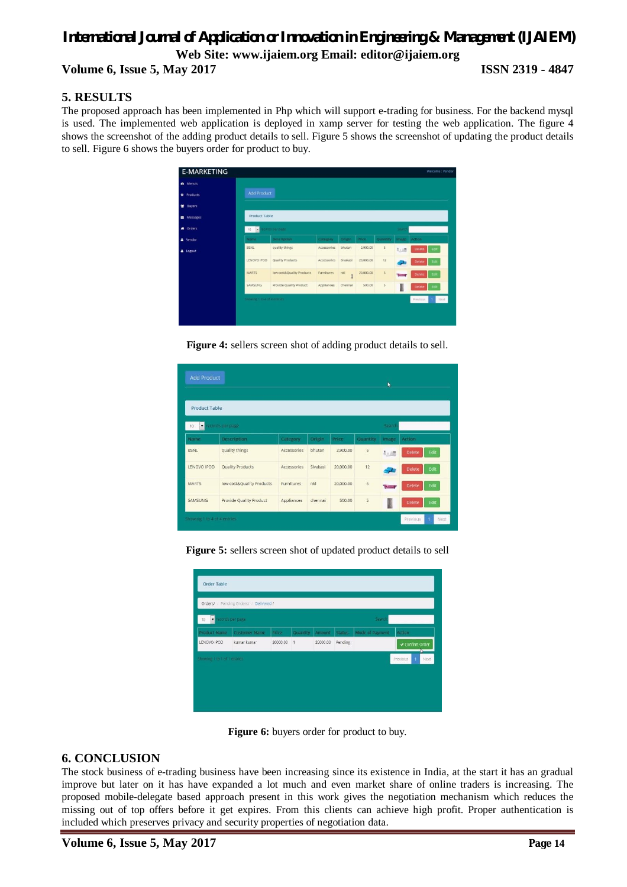## 5. RESULTS

The proposed approach has been implemented in Php which will support e-trading for business. For the backend mysql is used. The implemented web application is deployed in xamp server for testing the web application. The figure 4 shows the screenshot of the adding product details to sell. Figure 5 shows the screenshot of updating the product details to sell. Figure 6 shows the buyers order for product to buy.

**Figure 4:** sellers screen shot of adding product details to sell.

**Figure 5:** sellers screen shot of updated product details to sell

**Figure 6:** buyers order for product to buy.

## 6. CONCLUSION

The stock business of e-trading business have been increasing since its existence in India, at the start it has an gradual improve but later on it has have expanded a lot much and even market share of online traders is increasing. The proposed mobile-delegate based approach present in this work gives the negotiation mechanism which reduces the missing out of top offers before it get expires. From this clients can achieve high profit. Proper authentication is included which preserves privacy and security properties of negotiation data.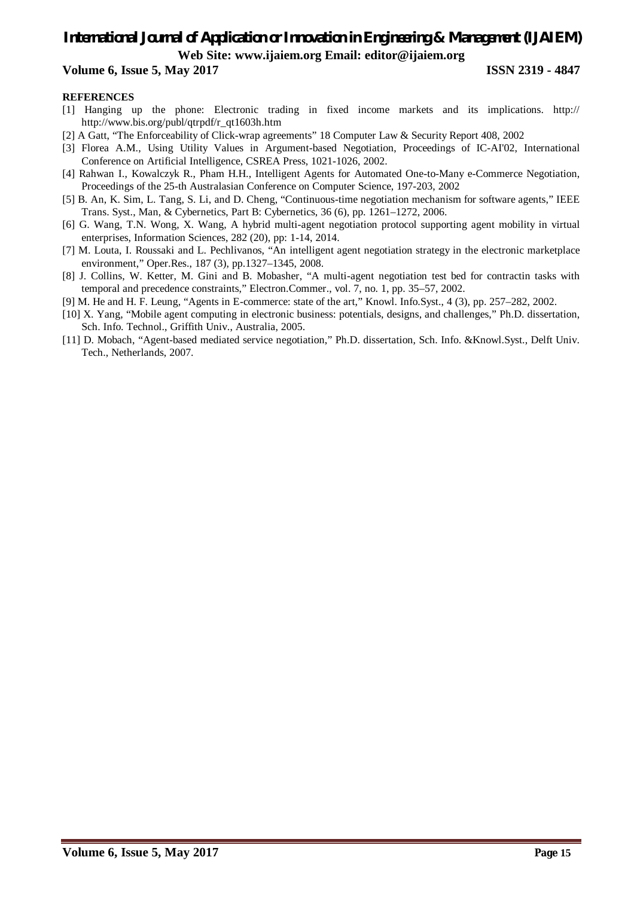**REFERENCES**

[1] Hanging up the phone: Electronic trading in fixed income markets and its implications. http:// http://www.bis.org/publ/qtrpdf/r_qt1603h.htm

[2] A Gatt, "The Enforceability of Click-wrap agreements" 18 Computer Law & Security Report 408, 2002

[3] Florea A.M., Using Utility Values in Argument-based Negotiation, Proceedings of IC-AI'02, International Conference on Artificial Intelligence, CSREA Press, 1021-1026, 2002.

[4] Rahwan I., Kowalczyk R., Pham H.H., Intelligent Agents for Automated One-to-Many e-Commerce Negotiation, Proceedings of the 25-th Australasian Conference on Computer Science, 197-203, 2002

[5] B. An, K. Sim, L. Tang, S. Li, and D. Cheng, "Continuous-time negotiation mechanism for software agents," IEEE Trans. Syst., Man, & Cybernetics, Part B: Cybernetics, 36 (6), pp. 1261–1272, 2006.

[6] G. Wang, T.N. Wong, X. Wang, A hybrid multi-agent negotiation protocol supporting agent mobility in virtual enterprises, Information Sciences, 282 (20), pp: 1-14, 2014.

[7] M. Louta, I. Roussaki and L. Pechlivanos, "An intelligent agent negotiation strategy in the electronic marketplace environment," Oper.Res., 187 (3), pp.1327–1345, 2008.

[8] J. Collins, W. Ketter, M. Gini and B. Mobasher, "A multi-agent negotiation test bed for contractin tasks with temporal and precedence constraints," Electron.Commer., vol. 7, no. 1, pp. 35–57, 2002.

[9] M. He and H. F. Leung, "Agents in E-commerce: state of the art," Knowl. Info.Syst., 4 (3), pp. 257–282, 2002.

[10] X. Yang, "Mobile agent computing in electronic business: potentials, designs, and challenges," Ph.D. dissertation, Sch. Info. Technol., Griffith Univ., Australia, 2005.

[11] D. Mobach, "Agent-based mediated service negotiation," Ph.D. dissertation, Sch. Info. &Knowl.Syst., Delft Univ. Tech., Netherlands, 2007.